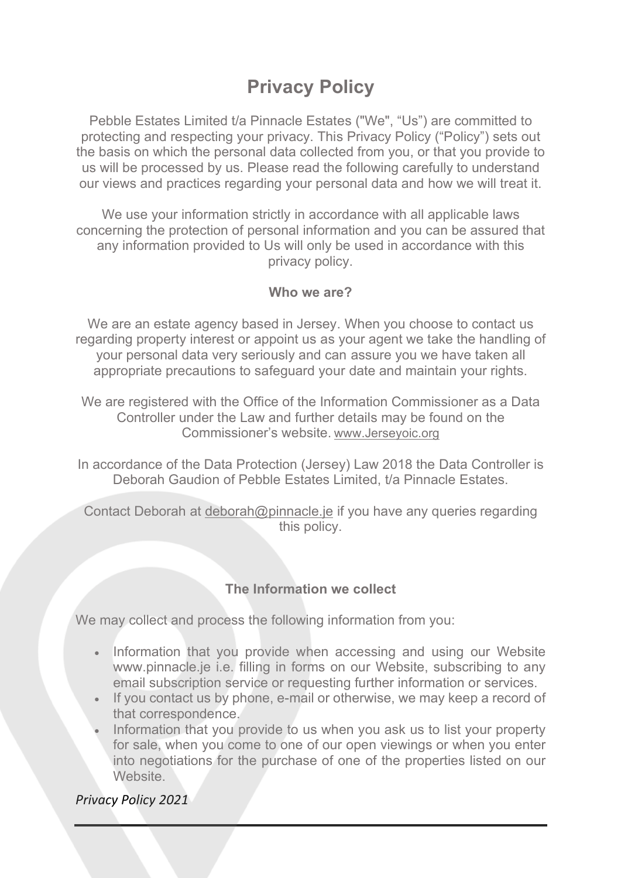# Privacy Policy

Pebble Estates Limited t/a Pinnacle Estates ("We", "Us") are committed to protecting and respecting your privacy. This Privacy Policy ("Policy") sets out the basis on which the personal data collected from you, or that you provide to us will be processed by us. Please read the following carefully to understand our views and practices regarding your personal data and how we will treat it.

We use your information strictly in accordance with all applicable laws concerning the protection of personal information and you can be assured that any information provided to Us will only be used in accordance with this privacy policy.

### Who we are?

We are an estate agency based in Jersey. When you choose to contact us regarding property interest or appoint us as your agent we take the handling of your personal data very seriously and can assure you we have taken all appropriate precautions to safeguard your date and maintain your rights.

We are registered with the Office of the Information Commissioner as a Data Controller under the Law and further details may be found on the Commissioner's website. www.Jerseyoic.org

In accordance of the Data Protection (Jersey) Law 2018 the Data Controller is Deborah Gaudion of Pebble Estates Limited, t/a Pinnacle Estates.

Contact Deborah at deborah@pinnacle.je if you have any queries regarding this policy.

### The Information we collect

We may collect and process the following information from you:

- Information that you provide when accessing and using our Website www.pinnacle.je i.e. filling in forms on our Website, subscribing to any email subscription service or requesting further information or services.
- If you contact us by phone, e-mail or otherwise, we may keep a record of that correspondence.
- Information that you provide to us when you ask us to list your property for sale, when you come to one of our open viewings or when you enter into negotiations for the purchase of one of the properties listed on our Website.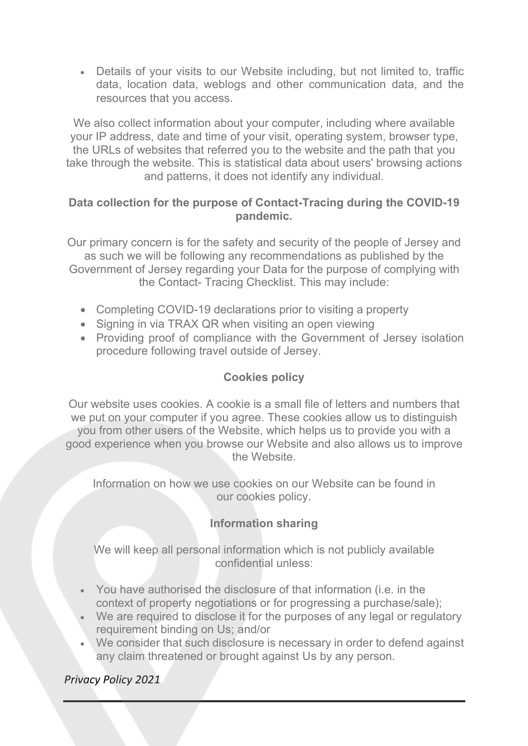- Details of your visits to our Website including, but not limited to, traffic data, location data, weblogs and other communication data, and the resources that you access.

We also collect information about your computer, including where available your IP address, date and time of your visit, operating system, browser type, the URLs of websites that referred you to the website and the path that you take through the website. This is statistical data about users' browsing actions and patterns, it does not identify any individual.

**Data collection for the purpose of Contact-Tracing during the COVID-19 pandemic.**

Our primary concern is for the safety and security of the people of Jersey and as such we will be following any recommendations as published by the Government of Jersey regarding your Data for the purpose of complying with the Contact- Tracing Checklist. This may include:

- Completing COVID-19 declarations prior to visiting a property
- Signing in via TRAX QR when visiting an open viewing
- Providing proof of compliance with the Government of Jersey isolation procedure following travel outside of Jersey.

**Cookies policy**

Our website uses cookies. A cookie is a small file of letters and numbers that we put on your computer if you agree. These cookies allow us to distinguish you from other users of the Website, which helps us to provide you with a good experience when you browse our Website and also allows us to improve the Website.

Information on how we use cookies on our Website can be found in our cookies policy.

**Information sharing**

We will keep all personal information which is not publicly available confidential unless:

- You have authorised the disclosure of that information (i.e. in the context of property negotiations or for progressing a purchase/sale);
- We are required to disclose it for the purposes of any legal or regulatory requirement binding on Us; and/or
- We consider that such disclosure is necessary in order to defend against any claim threatened or brought against Us by any person.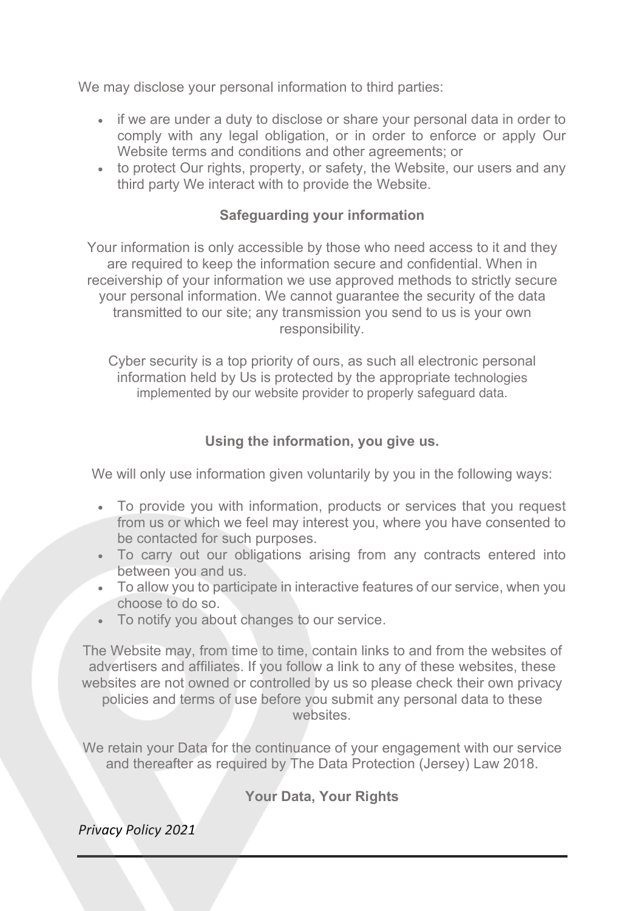We may disclose your personal information to third parties:

- if we are under a duty to disclose or share your personal data in order to comply with any legal obligation, or in order to enforce or apply Our Website terms and conditions and other agreements; or
- to protect Our rights, property, or safety, the Website, our users and any third party We interact with to provide the Website.

## Safeguarding your information

Your information is only accessible by those who need access to it and they are required to keep the information secure and confidential. When in receivership of your information we use approved methods to strictly secure your personal information. We cannot guarantee the security of the data transmitted to our site; any transmission you send to us is your own responsibility.

Cyber security is a top priority of ours, as such all electronic personal information held by Us is protected by the appropriate technologies implemented by our website provider to properly safeguard data.

## Using the information, you give us.

We will only use information given voluntarily by you in the following ways:

- To provide you with information, products or services that you request from us or which we feel may interest you, where you have consented to be contacted for such purposes.
- To carry out our obligations arising from any contracts entered into between you and us.
- To allow you to participate in interactive features of our service, when you choose to do so.
- To notify you about changes to our service.

The Website may, from time to time, contain links to and from the websites of advertisers and affiliates. If you follow a link to any of these websites, these websites are not owned or controlled by us so please check their own privacy policies and terms of use before you submit any personal data to these websites.

We retain your Data for the continuance of your engagement with our service and thereafter as required by The Data Protection (Jersey) Law 2018.

## Your Data, Your Rights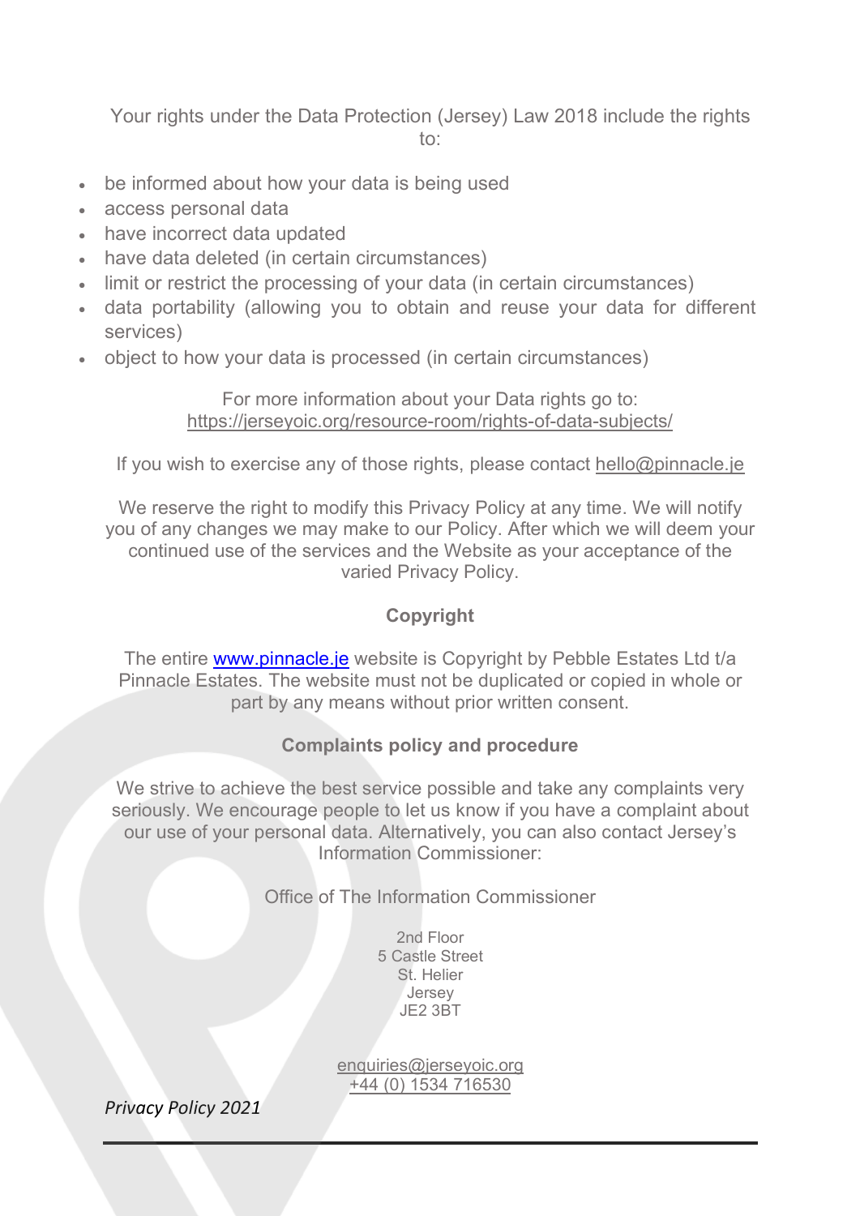Your rights under the Data Protection (Jersey) Law 2018 include the rights to:

- be informed about how your data is being used
- access personal data
- have incorrect data updated
- have data deleted (in certain circumstances)
- limit or restrict the processing of your data (in certain circumstances)
- data portability (allowing you to obtain and reuse your data for different services)
- object to how your data is processed (in certain circumstances)

For more information about your Data rights go to: https://jerseyoic.org/resource-room/rights-of-data-subjects/

If you wish to exercise any of those rights, please contact hello@pinnacle.je

We reserve the right to modify this Privacy Policy at any time. We will notify you of any changes we may make to our Policy. After which we will deem your continued use of the services and the Website as your acceptance of the varied Privacy Policy.

**Copyright**

The entire www.pinnacle.je website is Copyright by Pebble Estates Ltd t/a Pinnacle Estates. The website must not be duplicated or copied in whole or part by any means without prior written consent.

**Complaints policy and procedure**

We strive to achieve the best service possible and take any complaints very seriously. We encourage people to let us know if you have a complaint about our use of your personal data. Alternatively, you can also contact Jersey's Information Commissioner:

Office of The Information Commissioner

2nd Floor
5 Castle Street
St. Helier
Jersey
JE2 3BT

enquiries@jerseyoic.org
+44 (0) 1534 716530

*Privacy Policy 2021*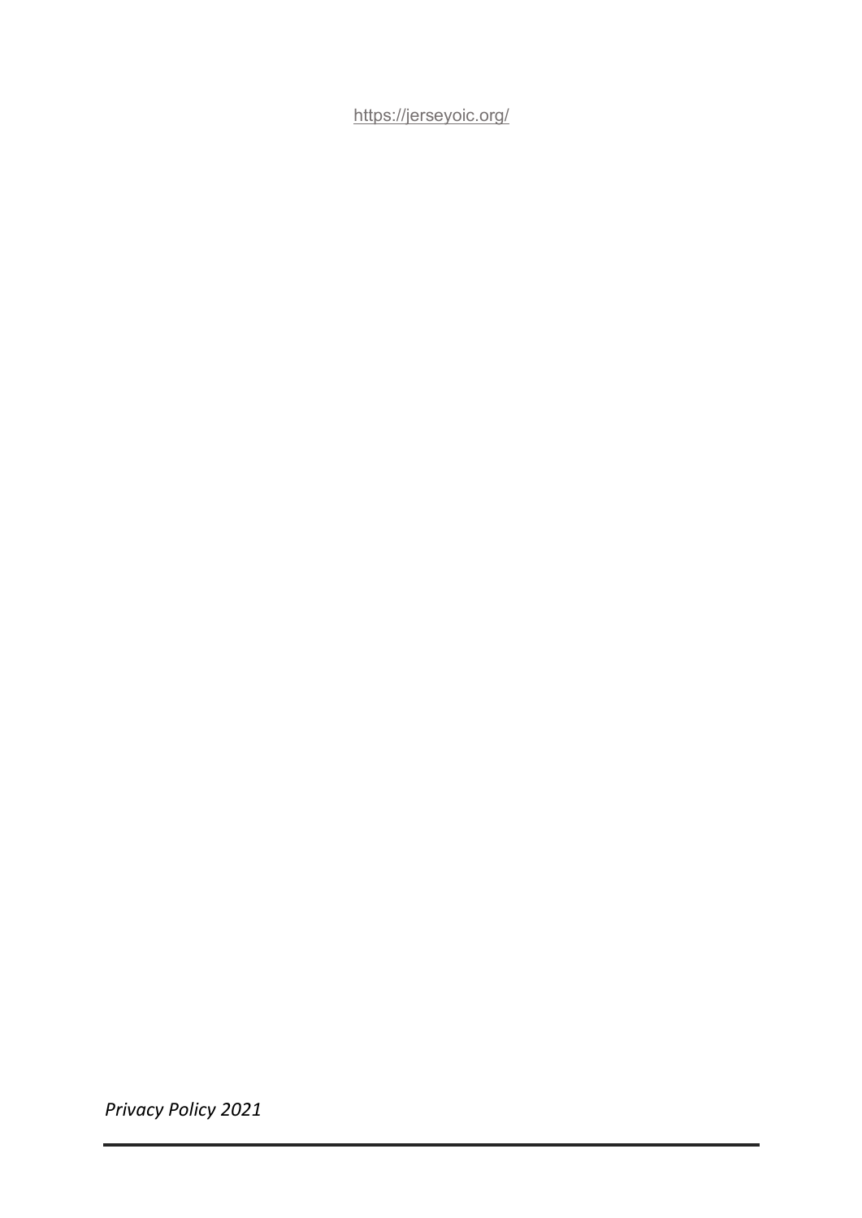https://jerseyoic.org/